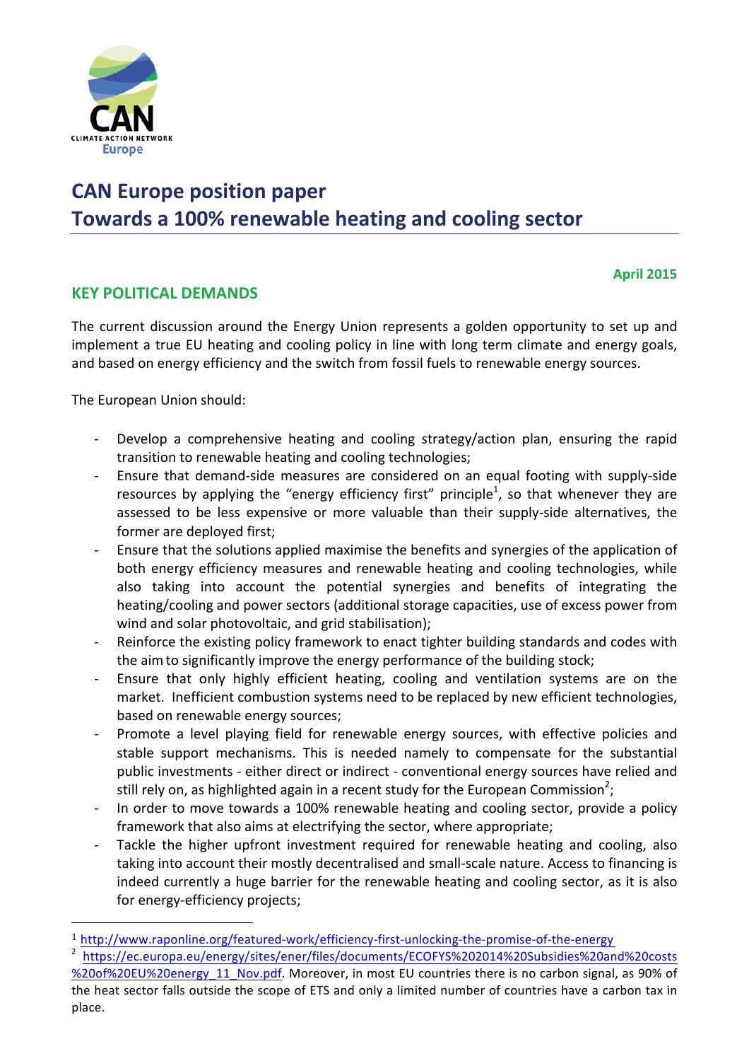# CAN Europe position paper
# Towards a 100% renewable heating and cooling sector

**April 2015**

## KEY POLITICAL DEMANDS

The current discussion around the Energy Union represents a golden opportunity to set up and implement a true EU heating and cooling policy in line with long term climate and energy goals, and based on energy efficiency and the switch from fossil fuels to renewable energy sources.

The European Union should:

- Develop a comprehensive heating and cooling strategy/action plan, ensuring the rapid transition to renewable heating and cooling technologies;
- Ensure that demand-side measures are considered on an equal footing with supply-side resources by applying the "energy efficiency first" principle[1], so that whenever they are assessed to be less expensive or more valuable than their supply-side alternatives, the former are deployed first;
- Ensure that the solutions applied maximise the benefits and synergies of the application of both energy efficiency measures and renewable heating and cooling technologies, while also taking into account the potential synergies and benefits of integrating the heating/cooling and power sectors (additional storage capacities, use of excess power from wind and solar photovoltaic, and grid stabilisation);
- Reinforce the existing policy framework to enact tighter building standards and codes with the aim to significantly improve the energy performance of the building stock;
- Ensure that only highly efficient heating, cooling and ventilation systems are on the market. Inefficient combustion systems need to be replaced by new efficient technologies, based on renewable energy sources;
- Promote a level playing field for renewable energy sources, with effective policies and stable support mechanisms. This is needed namely to compensate for the substantial public investments - either direct or indirect - conventional energy sources have relied and still rely on, as highlighted again in a recent study for the European Commission[2];
- In order to move towards a 100% renewable heating and cooling sector, provide a policy framework that also aims at electrifying the sector, where appropriate;
- Tackle the higher upfront investment required for renewable heating and cooling, also taking into account their mostly decentralised and small-scale nature. Access to financing is indeed currently a huge barrier for the renewable heating and cooling sector, as it is also for energy-efficiency projects;

---

[1] http://www.raponline.org/featured-work/efficiency-first-unlocking-the-promise-of-the-energy

[2] https://ec.europa.eu/energy/sites/ener/files/documents/ECOFYS%202014%20Subsidies%20and%20costs%20of%20EU%20energy_11_Nov.pdf. Moreover, in most EU countries there is no carbon signal, as 90% of the heat sector falls outside the scope of ETS and only a limited number of countries have a carbon tax in place.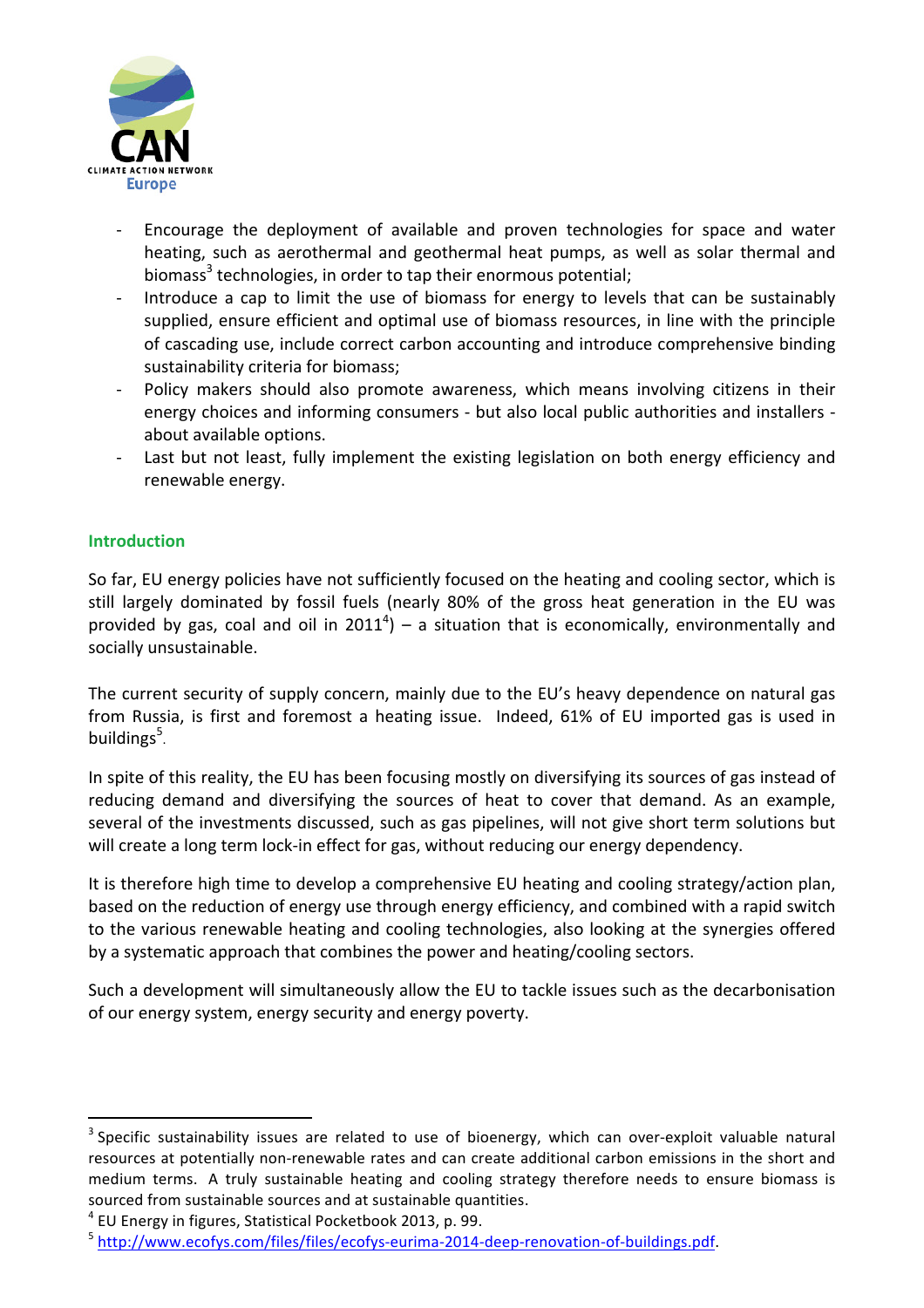- Encourage the deployment of available and proven technologies for space and water heating, such as aerothermal and geothermal heat pumps, as well as solar thermal and biomass[3] technologies, in order to tap their enormous potential;
- Introduce a cap to limit the use of biomass for energy to levels that can be sustainably supplied, ensure efficient and optimal use of biomass resources, in line with the principle of cascading use, include correct carbon accounting and introduce comprehensive binding sustainability criteria for biomass;
- Policy makers should also promote awareness, which means involving citizens in their energy choices and informing consumers - but also local public authorities and installers - about available options.
- Last but not least, fully implement the existing legislation on both energy efficiency and renewable energy.

## Introduction

So far, EU energy policies have not sufficiently focused on the heating and cooling sector, which is still largely dominated by fossil fuels (nearly 80% of the gross heat generation in the EU was provided by gas, coal and oil in 2011[4]) – a situation that is economically, environmentally and socially unsustainable.

The current security of supply concern, mainly due to the EU's heavy dependence on natural gas from Russia, is first and foremost a heating issue. Indeed, 61% of EU imported gas is used in buildings[5].

In spite of this reality, the EU has been focusing mostly on diversifying its sources of gas instead of reducing demand and diversifying the sources of heat to cover that demand. As an example, several of the investments discussed, such as gas pipelines, will not give short term solutions but will create a long term lock-in effect for gas, without reducing our energy dependency.

It is therefore high time to develop a comprehensive EU heating and cooling strategy/action plan, based on the reduction of energy use through energy efficiency, and combined with a rapid switch to the various renewable heating and cooling technologies, also looking at the synergies offered by a systematic approach that combines the power and heating/cooling sectors.

Such a development will simultaneously allow the EU to tackle issues such as the decarbonisation of our energy system, energy security and energy poverty.

---

[3] Specific sustainability issues are related to use of bioenergy, which can over-exploit valuable natural resources at potentially non-renewable rates and can create additional carbon emissions in the short and medium terms. A truly sustainable heating and cooling strategy therefore needs to ensure biomass is sourced from sustainable sources and at sustainable quantities.

[4] EU Energy in figures, Statistical Pocketbook 2013, p. 99.

[5] http://www.ecofys.com/files/files/ecofys-eurima-2014-deep-renovation-of-buildings.pdf.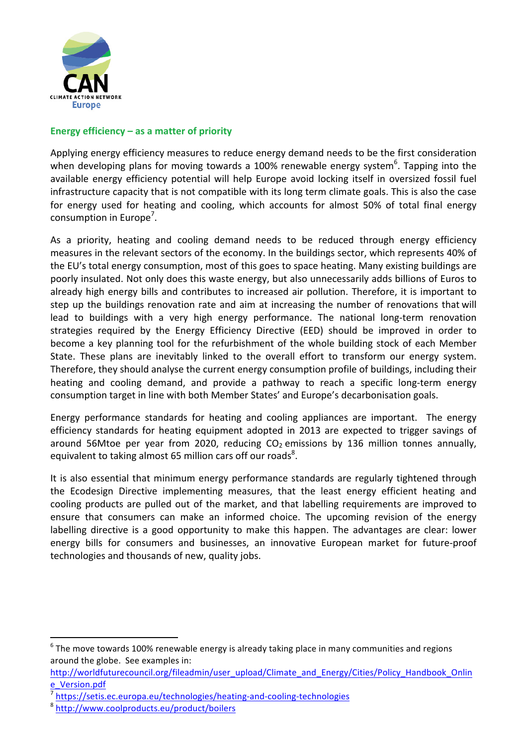## Energy efficiency – as a matter of priority

Applying energy efficiency measures to reduce energy demand needs to be the first consideration when developing plans for moving towards a 100% renewable energy system[6]. Tapping into the available energy efficiency potential will help Europe avoid locking itself in oversized fossil fuel infrastructure capacity that is not compatible with its long term climate goals. This is also the case for energy used for heating and cooling, which accounts for almost 50% of total final energy consumption in Europe[7].

As a priority, heating and cooling demand needs to be reduced through energy efficiency measures in the relevant sectors of the economy. In the buildings sector, which represents 40% of the EU's total energy consumption, most of this goes to space heating. Many existing buildings are poorly insulated. Not only does this waste energy, but also unnecessarily adds billions of Euros to already high energy bills and contributes to increased air pollution. Therefore, it is important to step up the buildings renovation rate and aim at increasing the number of renovations that will lead to buildings with a very high energy performance. The national long-term renovation strategies required by the Energy Efficiency Directive (EED) should be improved in order to become a key planning tool for the refurbishment of the whole building stock of each Member State. These plans are inevitably linked to the overall effort to transform our energy system. Therefore, they should analyse the current energy consumption profile of buildings, including their heating and cooling demand, and provide a pathway to reach a specific long-term energy consumption target in line with both Member States' and Europe's decarbonisation goals.

Energy performance standards for heating and cooling appliances are important. The energy efficiency standards for heating equipment adopted in 2013 are expected to trigger savings of around 56Mtoe per year from 2020, reducing $CO_2$ emissions by 136 million tonnes annually, equivalent to taking almost 65 million cars off our roads[8].

It is also essential that minimum energy performance standards are regularly tightened through the Ecodesign Directive implementing measures, that the least energy efficient heating and cooling products are pulled out of the market, and that labelling requirements are improved to ensure that consumers can make an informed choice. The upcoming revision of the energy labelling directive is a good opportunity to make this happen. The advantages are clear: lower energy bills for consumers and businesses, an innovative European market for future-proof technologies and thousands of new, quality jobs.

---

[6] The move towards 100% renewable energy is already taking place in many communities and regions around the globe. See examples in: http://worldfuturecouncil.org/fileadmin/user_upload/Climate_and_Energy/Cities/Policy_Handbook_Online_Version.pdf

[7] https://setis.ec.europa.eu/technologies/heating-and-cooling-technologies

[8] http://www.coolproducts.eu/product/boilers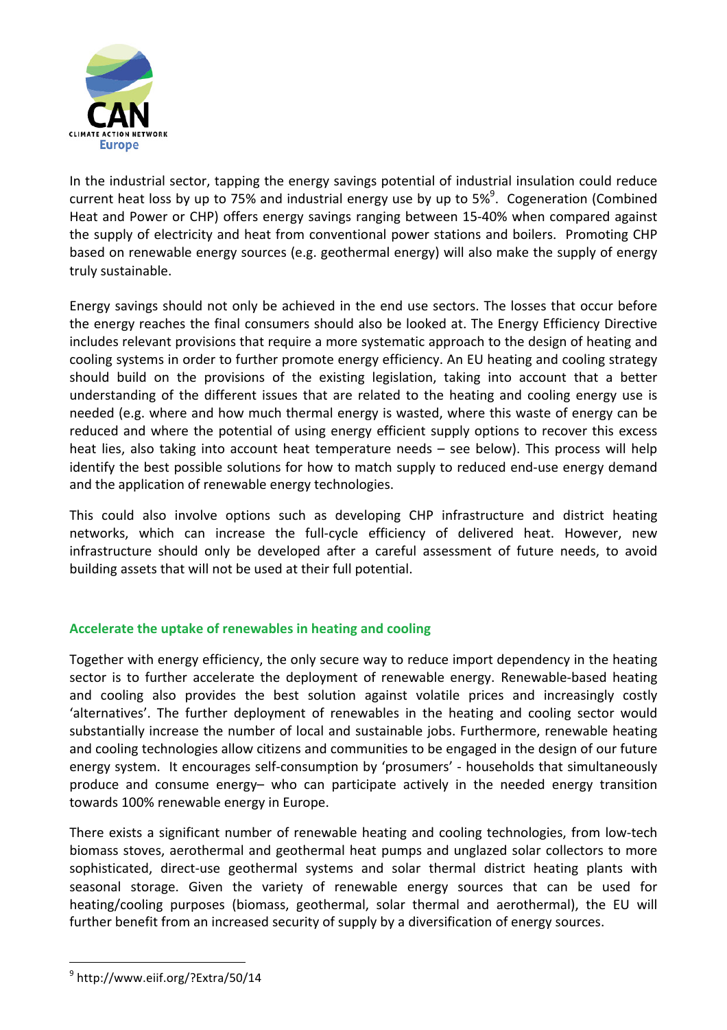In the industrial sector, tapping the energy savings potential of industrial insulation could reduce current heat loss by up to 75% and industrial energy use by up to 5%[9]. Cogeneration (Combined Heat and Power or CHP) offers energy savings ranging between 15-40% when compared against the supply of electricity and heat from conventional power stations and boilers. Promoting CHP based on renewable energy sources (e.g. geothermal energy) will also make the supply of energy truly sustainable.

Energy savings should not only be achieved in the end use sectors. The losses that occur before the energy reaches the final consumers should also be looked at. The Energy Efficiency Directive includes relevant provisions that require a more systematic approach to the design of heating and cooling systems in order to further promote energy efficiency. An EU heating and cooling strategy should build on the provisions of the existing legislation, taking into account that a better understanding of the different issues that are related to the heating and cooling energy use is needed (e.g. where and how much thermal energy is wasted, where this waste of energy can be reduced and where the potential of using energy efficient supply options to recover this excess heat lies, also taking into account heat temperature needs – see below). This process will help identify the best possible solutions for how to match supply to reduced end-use energy demand and the application of renewable energy technologies.

This could also involve options such as developing CHP infrastructure and district heating networks, which can increase the full-cycle efficiency of delivered heat. However, new infrastructure should only be developed after a careful assessment of future needs, to avoid building assets that will not be used at their full potential.

## Accelerate the uptake of renewables in heating and cooling

Together with energy efficiency, the only secure way to reduce import dependency in the heating sector is to further accelerate the deployment of renewable energy. Renewable-based heating and cooling also provides the best solution against volatile prices and increasingly costly 'alternatives'. The further deployment of renewables in the heating and cooling sector would substantially increase the number of local and sustainable jobs. Furthermore, renewable heating and cooling technologies allow citizens and communities to be engaged in the design of our future energy system. It encourages self-consumption by 'prosumers' - households that simultaneously produce and consume energy– who can participate actively in the needed energy transition towards 100% renewable energy in Europe.

There exists a significant number of renewable heating and cooling technologies, from low-tech biomass stoves, aerothermal and geothermal heat pumps and unglazed solar collectors to more sophisticated, direct-use geothermal systems and solar thermal district heating plants with seasonal storage. Given the variety of renewable energy sources that can be used for heating/cooling purposes (biomass, geothermal, solar thermal and aerothermal), the EU will further benefit from an increased security of supply by a diversification of energy sources.

---

[9] http://www.eiif.org/?Extra/50/14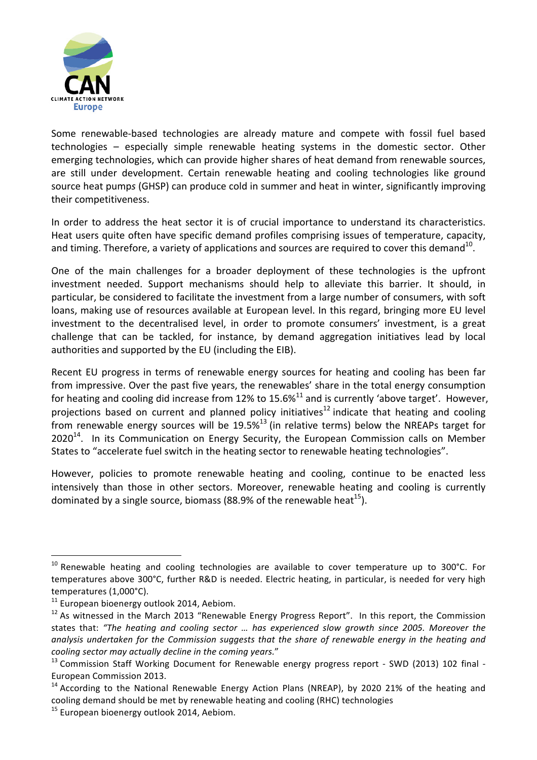Some renewable-based technologies are already mature and compete with fossil fuel based technologies – especially simple renewable heating systems in the domestic sector. Other emerging technologies, which can provide higher shares of heat demand from renewable sources, are still under development. Certain renewable heating and cooling technologies like ground source heat pumps (GHSP) can produce cold in summer and heat in winter, significantly improving their competitiveness.

In order to address the heat sector it is of crucial importance to understand its characteristics. Heat users quite often have specific demand profiles comprising issues of temperature, capacity, and timing. Therefore, a variety of applications and sources are required to cover this demand[10].

One of the main challenges for a broader deployment of these technologies is the upfront investment needed. Support mechanisms should help to alleviate this barrier. It should, in particular, be considered to facilitate the investment from a large number of consumers, with soft loans, making use of resources available at European level. In this regard, bringing more EU level investment to the decentralised level, in order to promote consumers' investment, is a great challenge that can be tackled, for instance, by demand aggregation initiatives lead by local authorities and supported by the EU (including the EIB).

Recent EU progress in terms of renewable energy sources for heating and cooling has been far from impressive. Over the past five years, the renewables' share in the total energy consumption for heating and cooling did increase from 12% to 15.6%[11] and is currently 'above target'. However, projections based on current and planned policy initiatives[12] indicate that heating and cooling from renewable energy sources will be 19.5%[13] (in relative terms) below the NREAPs target for 2020[14]. In its Communication on Energy Security, the European Commission calls on Member States to "accelerate fuel switch in the heating sector to renewable heating technologies".

However, policies to promote renewable heating and cooling, continue to be enacted less intensively than those in other sectors. Moreover, renewable heating and cooling is currently dominated by a single source, biomass (88.9% of the renewable heat[15]).

---

[10] Renewable heating and cooling technologies are available to cover temperature up to 300°C. For temperatures above 300°C, further R&D is needed. Electric heating, in particular, is needed for very high temperatures (1,000°C).

[11] European bioenergy outlook 2014, Aebiom.

[12] As witnessed in the March 2013 "Renewable Energy Progress Report". In this report, the Commission states that: *"The heating and cooling sector … has experienced slow growth since 2005. Moreover the analysis undertaken for the Commission suggests that the share of renewable energy in the heating and cooling sector may actually decline in the coming years."*

[13] Commission Staff Working Document for Renewable energy progress report - SWD (2013) 102 final - European Commission 2013.

[14] According to the National Renewable Energy Action Plans (NREAP), by 2020 21% of the heating and cooling demand should be met by renewable heating and cooling (RHC) technologies

[15] European bioenergy outlook 2014, Aebiom.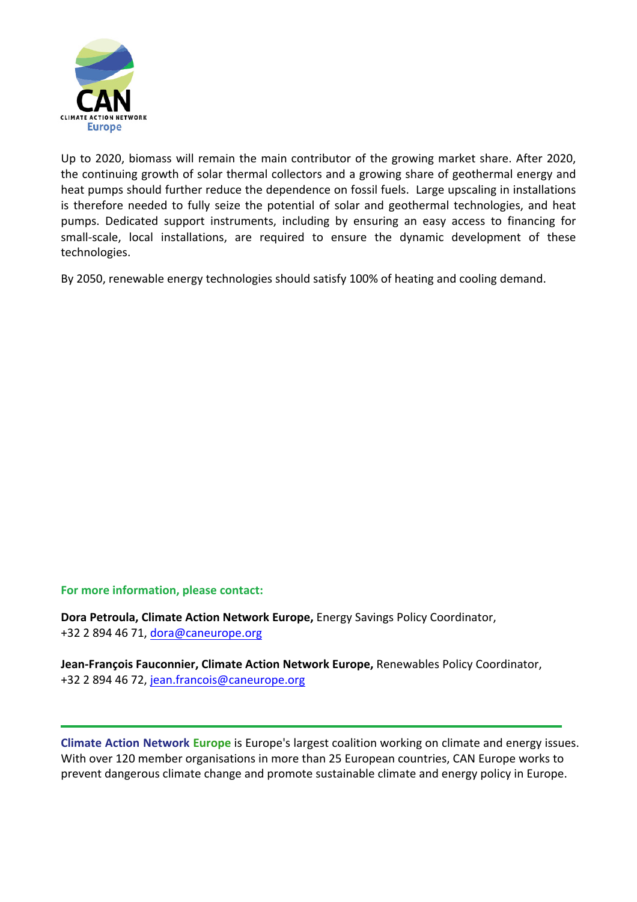Up to 2020, biomass will remain the main contributor of the growing market share. After 2020, the continuing growth of solar thermal collectors and a growing share of geothermal energy and heat pumps should further reduce the dependence on fossil fuels. Large upscaling in installations is therefore needed to fully seize the potential of solar and geothermal technologies, and heat pumps. Dedicated support instruments, including by ensuring an easy access to financing for small-scale, local installations, are required to ensure the dynamic development of these technologies.

By 2050, renewable energy technologies should satisfy 100% of heating and cooling demand.

**For more information, please contact:**

**Dora Petroula, Climate Action Network Europe,** Energy Savings Policy Coordinator,
+32 2 894 46 71, dora@caneurope.org

**Jean-François Fauconnier, Climate Action Network Europe,** Renewables Policy Coordinator,
+32 2 894 46 72, jean.francois@caneurope.org

---

**Climate Action Network Europe** is Europe's largest coalition working on climate and energy issues. With over 120 member organisations in more than 25 European countries, CAN Europe works to prevent dangerous climate change and promote sustainable climate and energy policy in Europe.